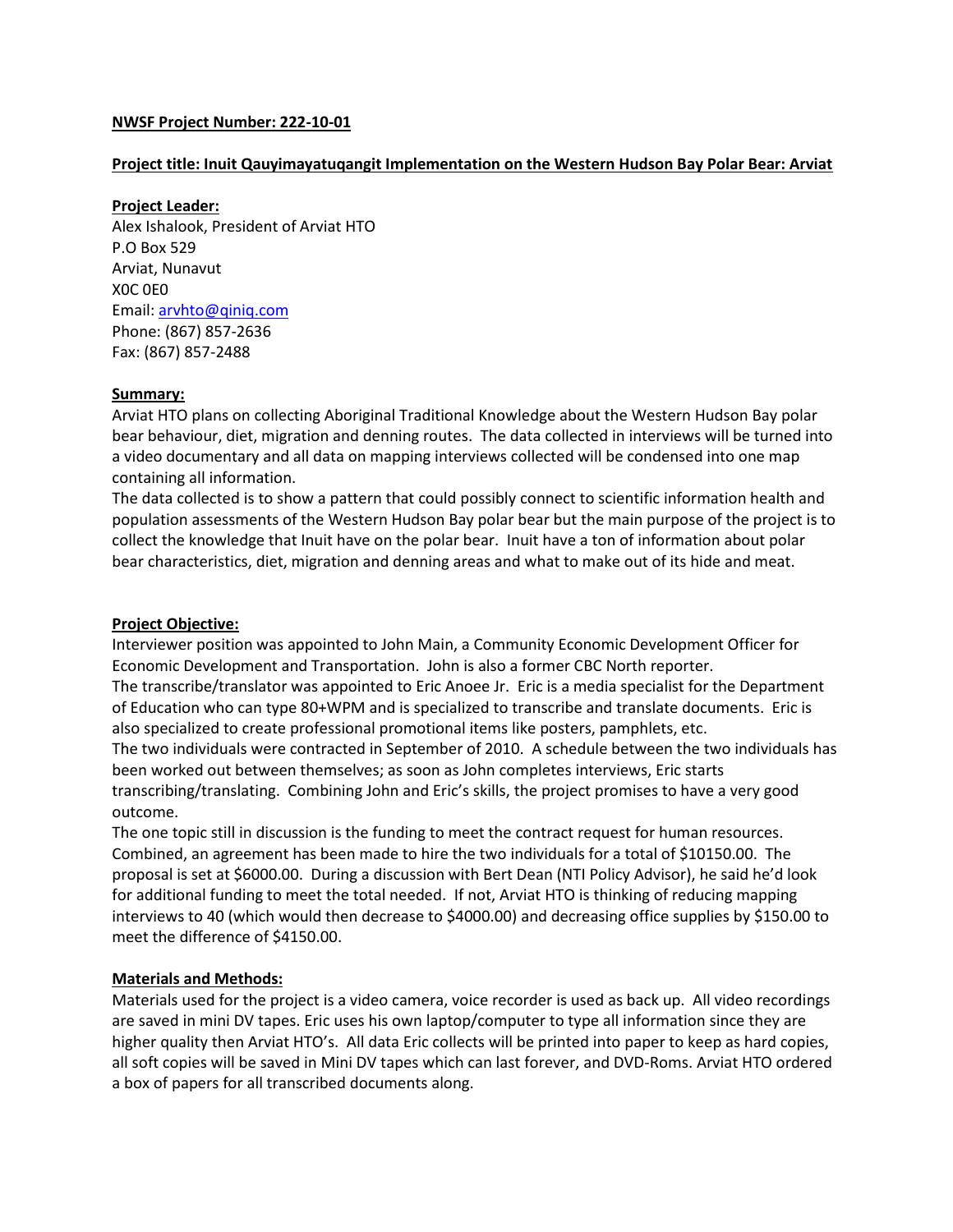**NWSF Project Number: 222-10-01**

**Project title: Inuit Qauyimayatuqangit Implementation on the Western Hudson Bay Polar Bear: Arviat**

**Project Leader:**
Alex Ishalook, President of Arviat HTO
P.O Box 529
Arviat, Nunavut
X0C 0E0
Email: arvhto@qiniq.com
Phone: (867) 857-2636
Fax: (867) 857-2488

**Summary:**
Arviat HTO plans on collecting Aboriginal Traditional Knowledge about the Western Hudson Bay polar bear behaviour, diet, migration and denning routes. The data collected in interviews will be turned into a video documentary and all data on mapping interviews collected will be condensed into one map containing all information.
The data collected is to show a pattern that could possibly connect to scientific information health and population assessments of the Western Hudson Bay polar bear but the main purpose of the project is to collect the knowledge that Inuit have on the polar bear. Inuit have a ton of information about polar bear characteristics, diet, migration and denning areas and what to make out of its hide and meat.

**Project Objective:**
Interviewer position was appointed to John Main, a Community Economic Development Officer for Economic Development and Transportation. John is also a former CBC North reporter.
The transcribe/translator was appointed to Eric Anoee Jr. Eric is a media specialist for the Department of Education who can type 80+WPM and is specialized to transcribe and translate documents. Eric is also specialized to create professional promotional items like posters, pamphlets, etc.
The two individuals were contracted in September of 2010. A schedule between the two individuals has been worked out between themselves; as soon as John completes interviews, Eric starts transcribing/translating. Combining John and Eric's skills, the project promises to have a very good outcome.
The one topic still in discussion is the funding to meet the contract request for human resources. Combined, an agreement has been made to hire the two individuals for a total of $10150.00. The proposal is set at $6000.00. During a discussion with Bert Dean (NTI Policy Advisor), he said he'd look for additional funding to meet the total needed. If not, Arviat HTO is thinking of reducing mapping interviews to 40 (which would then decrease to $4000.00) and decreasing office supplies by $150.00 to meet the difference of $4150.00.

**Materials and Methods:**
Materials used for the project is a video camera, voice recorder is used as back up. All video recordings are saved in mini DV tapes. Eric uses his own laptop/computer to type all information since they are higher quality then Arviat HTO's. All data Eric collects will be printed into paper to keep as hard copies, all soft copies will be saved in Mini DV tapes which can last forever, and DVD-Roms. Arviat HTO ordered a box of papers for all transcribed documents along.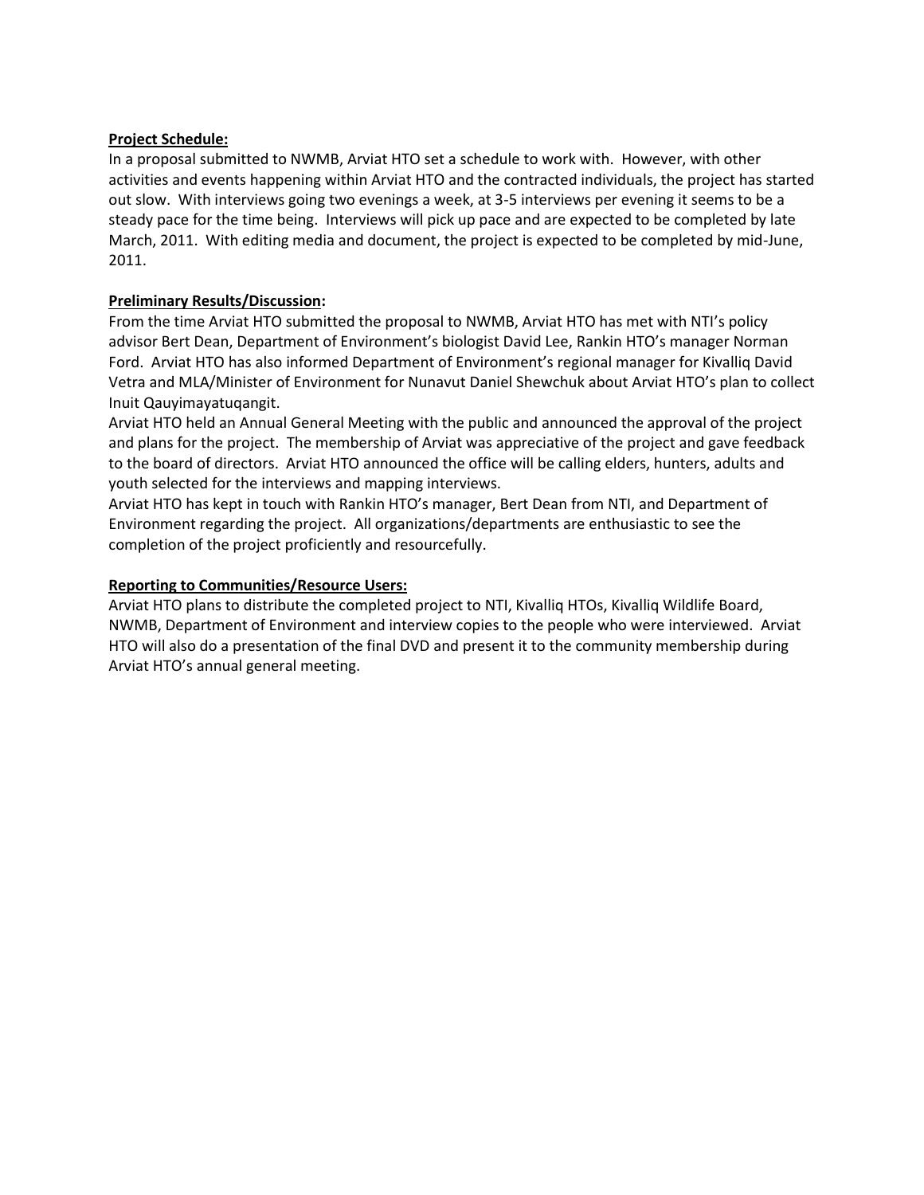**Project Schedule:**

In a proposal submitted to NWMB, Arviat HTO set a schedule to work with. However, with other activities and events happening within Arviat HTO and the contracted individuals, the project has started out slow. With interviews going two evenings a week, at 3-5 interviews per evening it seems to be a steady pace for the time being. Interviews will pick up pace and are expected to be completed by late March, 2011. With editing media and document, the project is expected to be completed by mid-June, 2011.

**Preliminary Results/Discussion:**

From the time Arviat HTO submitted the proposal to NWMB, Arviat HTO has met with NTI's policy advisor Bert Dean, Department of Environment's biologist David Lee, Rankin HTO's manager Norman Ford. Arviat HTO has also informed Department of Environment's regional manager for Kivalliq David Vetra and MLA/Minister of Environment for Nunavut Daniel Shewchuk about Arviat HTO's plan to collect Inuit Qauyimayatuqangit.

Arviat HTO held an Annual General Meeting with the public and announced the approval of the project and plans for the project. The membership of Arviat was appreciative of the project and gave feedback to the board of directors. Arviat HTO announced the office will be calling elders, hunters, adults and youth selected for the interviews and mapping interviews.

Arviat HTO has kept in touch with Rankin HTO's manager, Bert Dean from NTI, and Department of Environment regarding the project. All organizations/departments are enthusiastic to see the completion of the project proficiently and resourcefully.

**Reporting to Communities/Resource Users:**

Arviat HTO plans to distribute the completed project to NTI, Kivalliq HTOs, Kivalliq Wildlife Board, NWMB, Department of Environment and interview copies to the people who were interviewed. Arviat HTO will also do a presentation of the final DVD and present it to the community membership during Arviat HTO's annual general meeting.